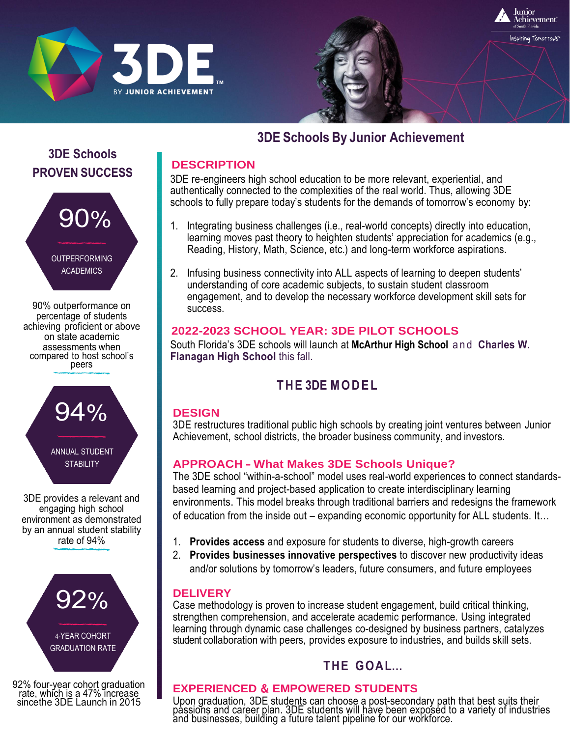3DE

BY JUNIOR ACHIEVEMENT

Junior Achievement of South Florida

Inspiring Tomorrows

# 3DE Schools By Junior Achievement

## 3DE Schools PROVEN SUCCESS

**90%**

OUTPERFORMING ACADEMICS

90% outperformance on percentage of students achieving proficient or above on state academic assessments when compared to host school's peers

**94%**

ANNUAL STUDENT STABILITY

3DE provides a relevant and engaging high school environment as demonstrated by an annual student stability rate of 94%

**92%**

4-YEAR COHORT GRADUATION RATE

92% four-year cohort graduation rate, which is a 47% increase sincethe 3DE Launch in 2015

## DESCRIPTION

3DE re-engineers high school education to be more relevant, experiential, and authentically connected to the complexities of the real world. Thus, allowing 3DE schools to fully prepare today's students for the demands of tomorrow's economy by:

1. Integrating business challenges (i.e., real-world concepts) directly into education, learning moves past theory to heighten students' appreciation for academics (e.g., Reading, History, Math, Science, etc.) and long-term workforce aspirations.
2. Infusing business connectivity into ALL aspects of learning to deepen students' understanding of core academic subjects, to sustain student classroom engagement, and to develop the necessary workforce development skill sets for success.

## 2022-2023 SCHOOL YEAR: 3DE PILOT SCHOOLS

South Florida's 3DE schools will launch at **McArthur High School** and **Charles W. Flanagan High School** this fall.

## THE 3DE MODEL

### DESIGN

3DE restructures traditional public high schools by creating joint ventures between Junior Achievement, school districts, the broader business community, and investors.

### APPROACH - What Makes 3DE Schools Unique?

The 3DE school "within-a-school" model uses real-world experiences to connect standards-based learning and project-based application to create interdisciplinary learning environments. This model breaks through traditional barriers and redesigns the framework of education from the inside out – expanding economic opportunity for ALL students. It…

1. **Provides access** and exposure for students to diverse, high-growth careers
2. **Provides businesses innovative perspectives** to discover new productivity ideas and/or solutions by tomorrow's leaders, future consumers, and future employees

### DELIVERY

Case methodology is proven to increase student engagement, build critical thinking, strengthen comprehension, and accelerate academic performance. Using integrated learning through dynamic case challenges co-designed by business partners, catalyzes student collaboration with peers, provides exposure to industries, and builds skill sets.

## THE GOAL...

### EXPERIENCED & EMPOWERED STUDENTS

Upon graduation, 3DE students can choose a post-secondary path that best suits their passions and career plan. 3DE students will have been exposed to a variety of industries and businesses, building a future talent pipeline for our workforce.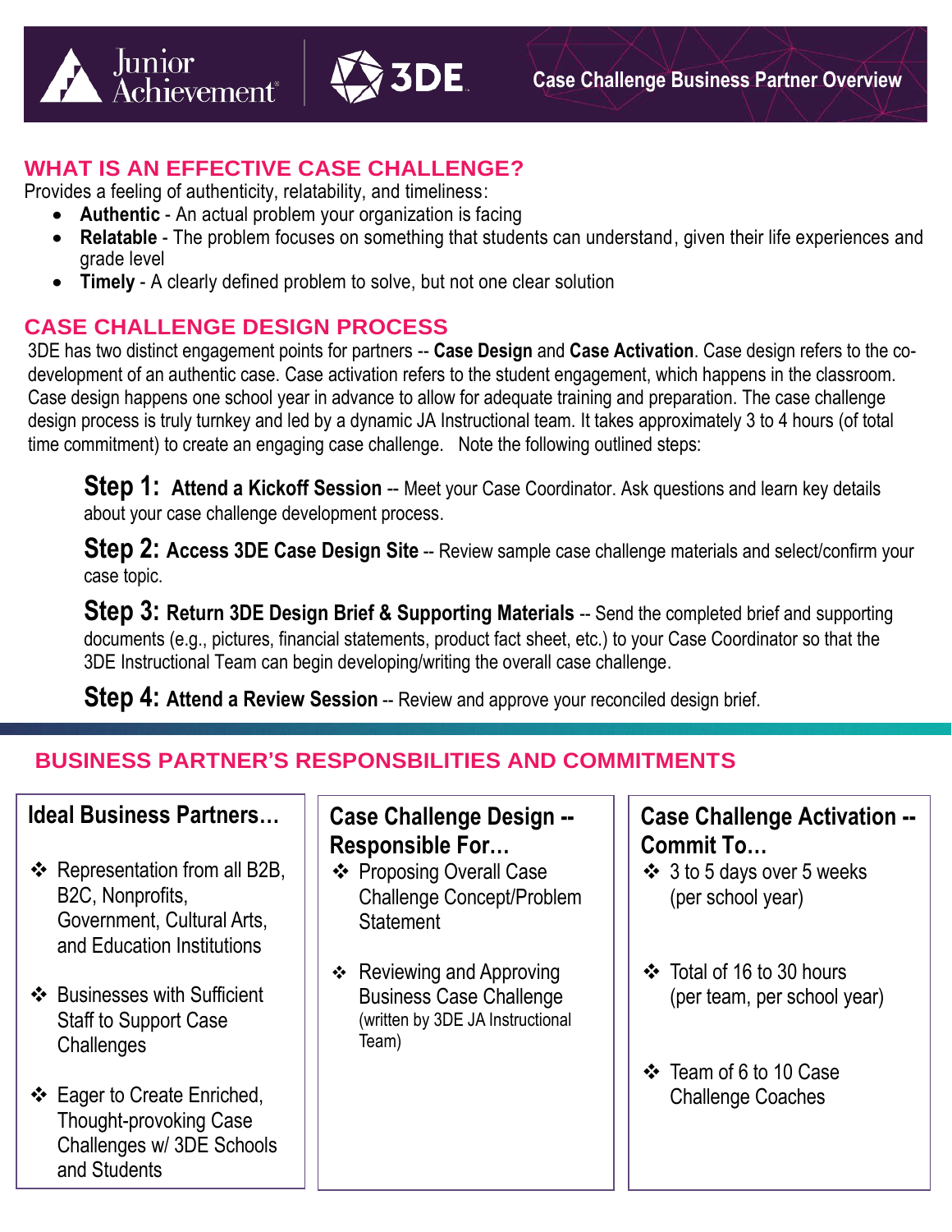Junior Achievement | 3DE

**Case Challenge Business Partner Overview**

## WHAT IS AN EFFECTIVE CASE CHALLENGE?

Provides a feeling of authenticity, relatability, and timeliness:

- **Authentic** - An actual problem your organization is facing
- **Relatable** - The problem focuses on something that students can understand, given their life experiences and grade level
- **Timely** - A clearly defined problem to solve, but not one clear solution

## CASE CHALLENGE DESIGN PROCESS

3DE has two distinct engagement points for partners -- **Case Design** and **Case Activation**. Case design refers to the co-development of an authentic case. Case activation refers to the student engagement, which happens in the classroom. Case design happens one school year in advance to allow for adequate training and preparation. The case challenge design process is truly turnkey and led by a dynamic JA Instructional team. It takes approximately 3 to 4 hours (of total time commitment) to create an engaging case challenge. Note the following outlined steps:

**Step 1: Attend a Kickoff Session** -- Meet your Case Coordinator. Ask questions and learn key details about your case challenge development process.

**Step 2: Access 3DE Case Design Site** -- Review sample case challenge materials and select/confirm your case topic.

**Step 3: Return 3DE Design Brief & Supporting Materials** -- Send the completed brief and supporting documents (e.g., pictures, financial statements, product fact sheet, etc.) to your Case Coordinator so that the 3DE Instructional Team can begin developing/writing the overall case challenge.

**Step 4: Attend a Review Session** -- Review and approve your reconciled design brief.

## BUSINESS PARTNER'S RESPONSBILITIES AND COMMITMENTS

### Ideal Business Partners…

- Representation from all B2B, B2C, Nonprofits, Government, Cultural Arts, and Education Institutions
- Businesses with Sufficient Staff to Support Case Challenges
- Eager to Create Enriched, Thought-provoking Case Challenges w/ 3DE Schools and Students

### Case Challenge Design -- Responsible For…

- Proposing Overall Case Challenge Concept/Problem Statement
- Reviewing and Approving Business Case Challenge (written by 3DE JA Instructional Team)

### Case Challenge Activation -- Commit To…

- 3 to 5 days over 5 weeks (per school year)
- Total of 16 to 30 hours (per team, per school year)
- Team of 6 to 10 Case Challenge Coaches